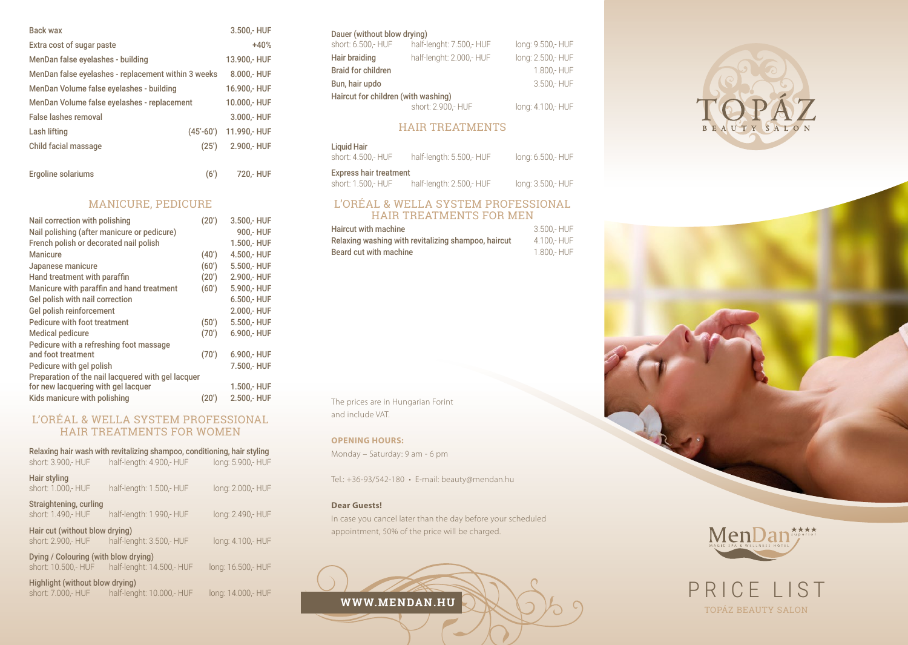| | | |
|---|---|---|
| Back wax | | 3.500,- HUF |
| Extra cost of sugar paste | | +40% |
| MenDan false eyelashes - building | | 13.900,- HUF |
| MenDan false eyelashes - replacement within 3 weeks | | 8.000,- HUF |
| MenDan Volume false eyelashes - building | | 16.900,- HUF |
| MenDan Volume false eyelashes - replacement | | 10.000,- HUF |
| False lashes removal | | 3.000,- HUF |
| Lash lifting | (45'-60') | 11.990,- HUF |
| Child facial massage | (25') | 2.900,- HUF |
| Ergoline solariums | (6') | 720,- HUF |

## MANICURE, PEDICURE

| | | |
|---|---|---|
| Nail correction with polishing | (20') | 3.500,- HUF |
| Nail polishing (after manicure or pedicure) | | 900,- HUF |
| French polish or decorated nail polish | | 1.500,- HUF |
| Manicure | (40') | 4.500,- HUF |
| Japanese manicure | (60') | 5.500,- HUF |
| Hand treatment with paraffin | (20') | 2.900,- HUF |
| Manicure with paraffin and hand treatment | (60') | 5.900,- HUF |
| Gel polish with nail correction | | 6.500,- HUF |
| Gel polish reinforcement | | 2.000,- HUF |
| Pedicure with foot treatment | (50') | 5.500,- HUF |
| Medical pedicure | (70') | 6.900,- HUF |
| Pedicure with a refreshing foot massage and foot treatment | (70') | 6.900,- HUF |
| Pedicure with gel polish | | 7.500,- HUF |
| Preparation of the nail lacquered with gel lacquer for new lacquering with gel lacquer | | 1.500,- HUF |
| Kids manicure with polishing | (20') | 2.500,- HUF |

## L'ORÉAL & WELLA SYSTEM PROFESSIONAL HAIR TREATMENTS FOR WOMEN

| Service | Short | Half-length | Long |
|---|---|---|---|
| Relaxing hair wash with revitalizing shampoo, conditioning, hair styling | short: 3.900,- HUF | half-length: 4.900,- HUF | long: 5.900,- HUF |
| Hair styling | short: 1.000,- HUF | half-length: 1.500,- HUF | long: 2.000,- HUF |
| Straightening, curling | short: 1.490,- HUF | half-length: 1.990,- HUF | long: 2.490,- HUF |
| Hair cut (without blow drying) | short: 2.900,- HUF | half-lenght: 3.500,- HUF | long: 4.100,- HUF |
| Dying / Colouring (with blow drying) | short: 10.500,- HUF | half-lenght: 14.500,- HUF | long: 16.500,- HUF |
| Highlight (without blow drying) | short: 7.000,- HUF | half-lenght: 10.000,- HUF | long: 14.000,- HUF |
| Dauer (without blow drying) | short: 6.500,- HUF | half-lenght: 7.500,- HUF | long: 9.500,- HUF |
| Hair braiding | | half-lenght: 2.000,- HUF | long: 2.500,- HUF |
| Braid for children | | | 1.800,- HUF |
| Bun, hair updo | | | 3.500,- HUF |
| Haircut for children (with washing) | | short: 2.900,- HUF | long: 4.100,- HUF |

## HAIR TREATMENTS

| Service | Short | Half-length | Long |
|---|---|---|---|
| Liquid Hair | short: 4.500,- HUF | half-length: 5.500,- HUF | long: 6.500,- HUF |
| Express hair treatment | short: 1.500,- HUF | half-length: 2.500,- HUF | long: 3.500,- HUF |

## L'ORÉAL & WELLA SYSTEM PROFESSIONAL HAIR TREATMENTS FOR MEN

| | |
|---|---|
| Haircut with machine | 3.500,- HUF |
| Relaxing washing with revitalizing shampoo, haircut | 4.100,- HUF |
| Beard cut with machine | 1.800,- HUF |

The prices are in Hungarian Forint and include VAT.

**OPENING HOURS:**

Monday – Saturday: 9 am - 6 pm

Tel.: +36-93/542-180 • E-mail: beauty@mendan.hu

**Dear Guests!**

In case you cancel later than the day before your scheduled appointment, 50% of the price will be charged.

WWW.MENDAN.HU

TOPÁZ BEAUTY SALON

MenDan superior MAGIC SPA & WELLNESS HOTEL

# PRICE LIST

TOPÁZ BEAUTY SALON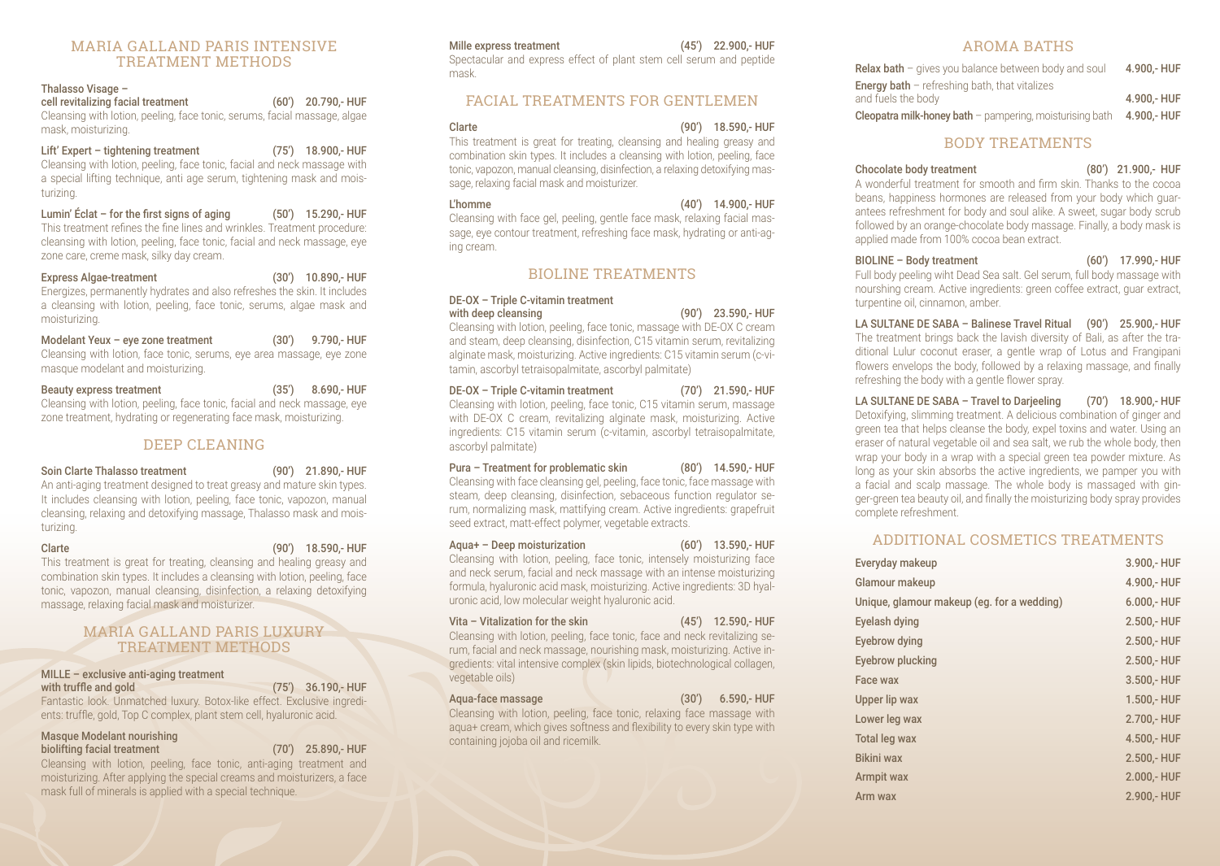## MARIA GALLAND PARIS INTENSIVE TREATMENT METHODS

**Thalasso Visage – cell revitalizing facial treatment** (60') 20.790,- HUF
Cleansing with lotion, peeling, face tonic, serums, facial massage, algae mask, moisturizing.

**Lift' Expert – tightening treatment** (75') 18.900,- HUF
Cleansing with lotion, peeling, face tonic, facial and neck massage with a special lifting technique, anti age serum, tightening mask and moisturizing.

**Lumin' Éclat – for the first signs of aging** (50') 15.290,- HUF
This treatment refines the fine lines and wrinkles. Treatment procedure: cleansing with lotion, peeling, face tonic, facial and neck massage, eye zone care, creme mask, silky day cream.

**Express Algae-treatment** (30') 10.890,- HUF
Energizes, permanently hydrates and also refreshes the skin. It includes a cleansing with lotion, peeling, face tonic, serums, algae mask and moisturizing.

**Modelant Yeux – eye zone treatment** (30') 9.790,- HUF
Cleansing with lotion, face tonic, serums, eye area massage, eye zone masque modelant and moisturizing.

**Beauty express treatment** (35') 8.690,- HUF
Cleansing with lotion, peeling, face tonic, facial and neck massage, eye zone treatment, hydrating or regenerating face mask, moisturizing.

## DEEP CLEANING

**Soin Clarte Thalasso treatment** (90') 21.890,- HUF
An anti-aging treatment designed to treat greasy and mature skin types. It includes cleansing with lotion, peeling, face tonic, vapozon, manual cleansing, relaxing and detoxifying massage, Thalasso mask and moisturizing.

**Clarte** (90') 18.590,- HUF
This treatment is great for treating, cleansing and healing greasy and combination skin types. It includes a cleansing with lotion, peeling, face tonic, vapozon, manual cleansing, disinfection, a relaxing detoxifying massage, relaxing facial mask and moisturizer.

## MARIA GALLAND PARIS LUXURY TREATMENT METHODS

**MILLE – exclusive anti-aging treatment with truffle and gold** (75') 36.190,- HUF
Fantastic look. Unmatched luxury. Botox-like effect. Exclusive ingredients: truffle, gold, Top C complex, plant stem cell, hyaluronic acid.

**Masque Modelant nourishing biolifting facial treatment** (70') 25.890,- HUF
Cleansing with lotion, peeling, face tonic, anti-aging treatment and moisturizing. After applying the special creams and moisturizers, a face mask full of minerals is applied with a special technique.

**Mille express treatment** (45') 22.900,- HUF
Spectacular and express effect of plant stem cell serum and peptide mask.

## FACIAL TREATMENTS FOR GENTLEMEN

**Clarte** (90') 18.590,- HUF
This treatment is great for treating, cleansing and healing greasy and combination skin types. It includes a cleansing with lotion, peeling, face tonic, vapozon, manual cleansing, disinfection, a relaxing detoxifying massage, relaxing facial mask and moisturizer.

**L'homme** (40') 14.900,- HUF
Cleansing with face gel, peeling, gentle face mask, relaxing facial massage, eye contour treatment, refreshing face mask, hydrating or anti-aging cream.

## BIOLINE TREATMENTS

**DE-OX – Triple C-vitamin treatment with deep cleansing** (90') 23.590,- HUF
Cleansing with lotion, peeling, face tonic, massage with DE-OX C cream and steam, deep cleansing, disinfection, C15 vitamin serum, revitalizing alginate mask, moisturizing. Active ingredients: C15 vitamin serum (c-vitamin, ascorbyl tetraisopalmitate, ascorbyl palmitate)

**DE-OX – Triple C-vitamin treatment** (70') 21.590,- HUF
Cleansing with lotion, peeling, face tonic, C15 vitamin serum, massage with DE-OX C cream, revitalizing alginate mask, moisturizing. Active ingredients: C15 vitamin serum (c-vitamin, ascorbyl tetraisopalmitate, ascorbyl palmitate)

**Pura – Treatment for problematic skin** (80') 14.590,- HUF
Cleansing with face cleansing gel, peeling, face tonic, face massage with steam, deep cleansing, disinfection, sebaceous function regulator serum, normalizing mask, mattifying cream. Active ingredients: grapefruit seed extract, matt-effect polymer, vegetable extracts.

**Aqua+ – Deep moisturization** (60') 13.590,- HUF
Cleansing with lotion, peeling, face tonic, intensely moisturizing face and neck serum, facial and neck massage with an intense moisturizing formula, hyaluronic acid mask, moisturizing. Active ingredients: 3D hyaluronic acid, low molecular weight hyaluronic acid.

**Vita – Vitalization for the skin** (45') 12.590,- HUF
Cleansing with lotion, peeling, face tonic, face and neck revitalizing serum, facial and neck massage, nourishing mask, moisturizing. Active ingredients: vital intensive complex (skin lipids, biotechnological collagen, vegetable oils)

**Aqua-face massage** (30') 6.590,- HUF
Cleansing with lotion, peeling, face tonic, relaxing face massage with aqua+ cream, which gives softness and flexibility to every skin type with containing jojoba oil and ricemilk.

## AROMA BATHS

**Relax bath** – gives you balance between body and soul 4.900,- HUF

**Energy bath** – refreshing bath, that vitalizes and fuels the body 4.900,- HUF

**Cleopatra milk-honey bath** – pampering, moisturising bath 4.900,- HUF

## BODY TREATMENTS

**Chocolate body treatment** (80') 21.900,- HUF
A wonderful treatment for smooth and firm skin. Thanks to the cocoa beans, happiness hormones are released from your body which guarantees refreshment for body and soul alike. A sweet, sugar body scrub followed by an orange-chocolate body massage. Finally, a body mask is applied made from 100% cocoa bean extract.

**BIOLINE – Body treatment** (60') 17.990,- HUF
Full body peeling wiht Dead Sea salt. Gel serum, full body massage with nourshing cream. Active ingredients: green coffee extract, guar extract, turpentine oil, cinnamon, amber.

**LA SULTANE DE SABA – Balinese Travel Ritual** (90') 25.900,- HUF
The treatment brings back the lavish diversity of Bali, as after the traditional Lulur coconut eraser, a gentle wrap of Lotus and Frangipani flowers envelops the body, followed by a relaxing massage, and finally refreshing the body with a gentle flower spray.

**LA SULTANE DE SABA – Travel to Darjeeling** (70') 18.900,- HUF
Detoxifying, slimming treatment. A delicious combination of ginger and green tea that helps cleanse the body, expel toxins and water. Using an eraser of natural vegetable oil and sea salt, we rub the whole body, then wrap your body in a wrap with a special green tea powder mixture. As long as your skin absorbs the active ingredients, we pamper you with a facial and scalp massage. The whole body is massaged with ginger-green tea beauty oil, and finally the moisturizing body spray provides complete refreshment.

## ADDITIONAL COSMETICS TREATMENTS

| | |
|---|---|
| Everyday makeup | 3.900,- HUF |
| Glamour makeup | 4.900,- HUF |
| Unique, glamour makeup (eg. for a wedding) | 6.000,- HUF |
| Eyelash dying | 2.500,- HUF |
| Eyebrow dying | 2.500,- HUF |
| Eyebrow plucking | 2.500,- HUF |
| Face wax | 3.500,- HUF |
| Upper lip wax | 1.500,- HUF |
| Lower leg wax | 2.700,- HUF |
| Total leg wax | 4.500,- HUF |
| Bikini wax | 2.500,- HUF |
| Armpit wax | 2.000,- HUF |
| Arm wax | 2.900,- HUF |